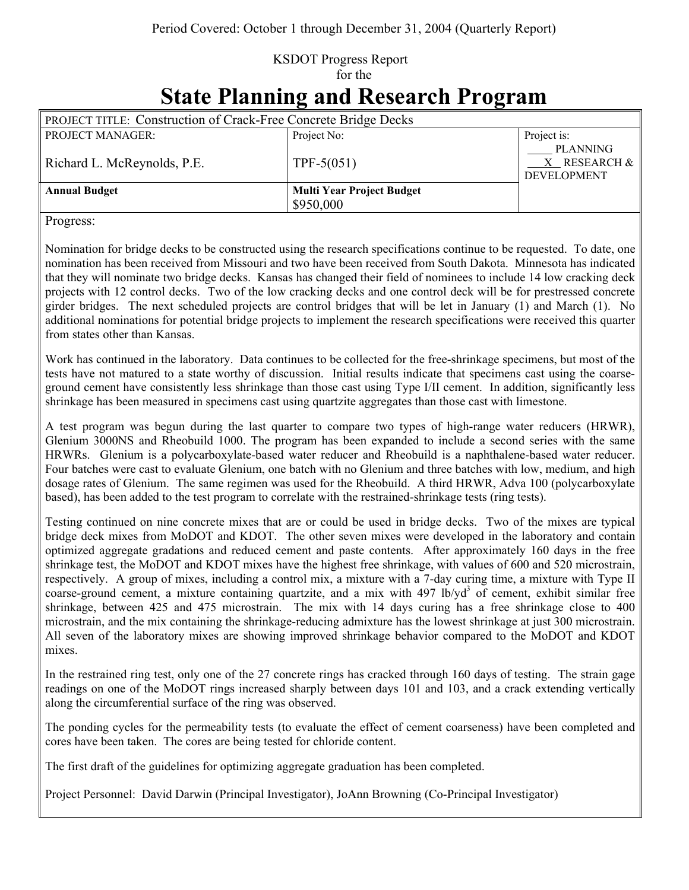Period Covered: October 1 through December 31, 2004 (Quarterly Report)

KSDOT Progress Report
for the

# State Planning and Research Program

| PROJECT TITLE: Construction of Crack-Free Concrete Bridge Decks | | |
|---|---|---|
| PROJECT MANAGER:<br><br>Richard L. McReynolds, P.E. | Project No:<br><br>TPF-5(051) | Project is:<br>____ PLANNING<br>__X__ RESEARCH & DEVELOPMENT |
| **Annual Budget** | **Multi Year Project Budget**<br>$950,000 | |

Progress:

Nomination for bridge decks to be constructed using the research specifications continue to be requested. To date, one nomination has been received from Missouri and two have been received from South Dakota. Minnesota has indicated that they will nominate two bridge decks. Kansas has changed their field of nominees to include 14 low cracking deck projects with 12 control decks. Two of the low cracking decks and one control deck will be for prestressed concrete girder bridges. The next scheduled projects are control bridges that will be let in January (1) and March (1). No additional nominations for potential bridge projects to implement the research specifications were received this quarter from states other than Kansas.

Work has continued in the laboratory. Data continues to be collected for the free-shrinkage specimens, but most of the tests have not matured to a state worthy of discussion. Initial results indicate that specimens cast using the coarse-ground cement have consistently less shrinkage than those cast using Type I/II cement. In addition, significantly less shrinkage has been measured in specimens cast using quartzite aggregates than those cast with limestone.

A test program was begun during the last quarter to compare two types of high-range water reducers (HRWR), Glenium 3000NS and Rheobuild 1000. The program has been expanded to include a second series with the same HRWRs. Glenium is a polycarboxylate-based water reducer and Rheobuild is a naphthalene-based water reducer. Four batches were cast to evaluate Glenium, one batch with no Glenium and three batches with low, medium, and high dosage rates of Glenium. The same regimen was used for the Rheobuild. A third HRWR, Adva 100 (polycarboxylate based), has been added to the test program to correlate with the restrained-shrinkage tests (ring tests).

Testing continued on nine concrete mixes that are or could be used in bridge decks. Two of the mixes are typical bridge deck mixes from MoDOT and KDOT. The other seven mixes were developed in the laboratory and contain optimized aggregate gradations and reduced cement and paste contents. After approximately 160 days in the free shrinkage test, the MoDOT and KDOT mixes have the highest free shrinkage, with values of 600 and 520 microstrain, respectively. A group of mixes, including a control mix, a mixture with a 7-day curing time, a mixture with Type II coarse-ground cement, a mixture containing quartzite, and a mix with 497 $lb/yd^3$ of cement, exhibit similar free shrinkage, between 425 and 475 microstrain. The mix with 14 days curing has a free shrinkage close to 400 microstrain, and the mix containing the shrinkage-reducing admixture has the lowest shrinkage at just 300 microstrain. All seven of the laboratory mixes are showing improved shrinkage behavior compared to the MoDOT and KDOT mixes.

In the restrained ring test, only one of the 27 concrete rings has cracked through 160 days of testing. The strain gage readings on one of the MoDOT rings increased sharply between days 101 and 103, and a crack extending vertically along the circumferential surface of the ring was observed.

The ponding cycles for the permeability tests (to evaluate the effect of cement coarseness) have been completed and cores have been taken. The cores are being tested for chloride content.

The first draft of the guidelines for optimizing aggregate graduation has been completed.

Project Personnel: David Darwin (Principal Investigator), JoAnn Browning (Co-Principal Investigator)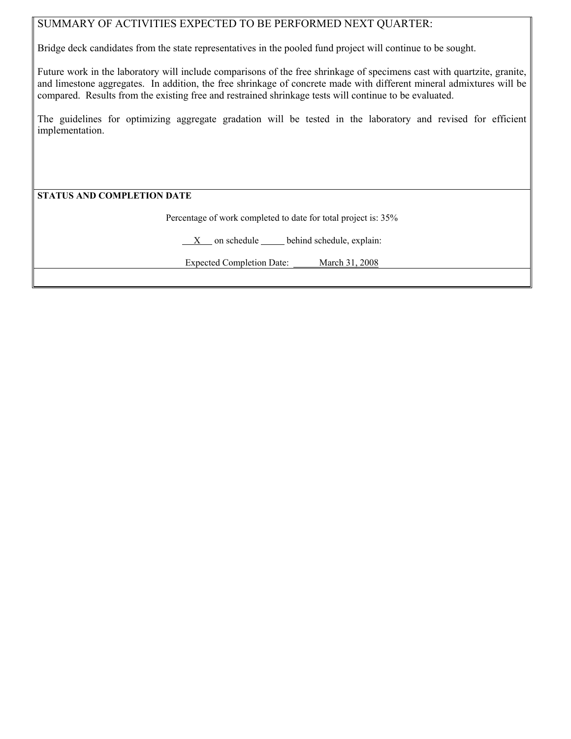SUMMARY OF ACTIVITIES EXPECTED TO BE PERFORMED NEXT QUARTER:

Bridge deck candidates from the state representatives in the pooled fund project will continue to be sought.

Future work in the laboratory will include comparisons of the free shrinkage of specimens cast with quartzite, granite, and limestone aggregates. In addition, the free shrinkage of concrete made with different mineral admixtures will be compared. Results from the existing free and restrained shrinkage tests will continue to be evaluated.

The guidelines for optimizing aggregate gradation will be tested in the laboratory and revised for efficient implementation.

**STATUS AND COMPLETION DATE**

Percentage of work completed to date for total project is: 35%

\_\_X\_\_ on schedule \_\_\_\_\_ behind schedule, explain:

Expected Completion Date: March 31, 2008